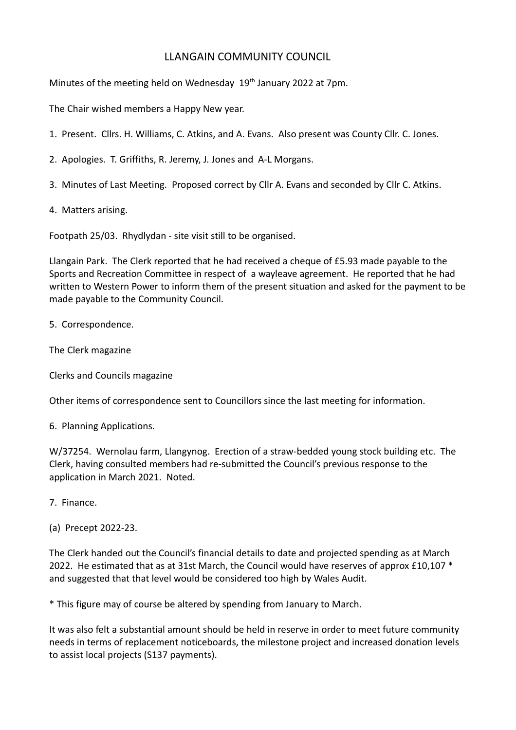# LLANGAIN COMMUNITY COUNCIL

Minutes of the meeting held on Wednesday 19th January 2022 at 7pm.

The Chair wished members a Happy New year.

1. Present. Cllrs. H. Williams, C. Atkins, and A. Evans. Also present was County Cllr. C. Jones.

2. Apologies. T. Griffiths, R. Jeremy, J. Jones and A-L Morgans.

3. Minutes of Last Meeting. Proposed correct by Cllr A. Evans and seconded by Cllr C. Atkins.

4. Matters arising.

Footpath 25/03. Rhydlydan - site visit still to be organised.

Llangain Park. The Clerk reported that he had received a cheque of £5.93 made payable to the Sports and Recreation Committee in respect of a wayleave agreement. He reported that he had written to Western Power to inform them of the present situation and asked for the payment to be made payable to the Community Council.

5. Correspondence.

The Clerk magazine

Clerks and Councils magazine

Other items of correspondence sent to Councillors since the last meeting for information.

6. Planning Applications.

W/37254. Wernolau farm, Llangynog. Erection of a straw-bedded young stock building etc. The Clerk, having consulted members had re-submitted the Council's previous response to the application in March 2021. Noted.

7. Finance.

(a) Precept 2022-23.

The Clerk handed out the Council's financial details to date and projected spending as at March 2022. He estimated that as at 31st March, the Council would have reserves of approx £10,107 * and suggested that that level would be considered too high by Wales Audit.

* This figure may of course be altered by spending from January to March.

It was also felt a substantial amount should be held in reserve in order to meet future community needs in terms of replacement noticeboards, the milestone project and increased donation levels to assist local projects (S137 payments).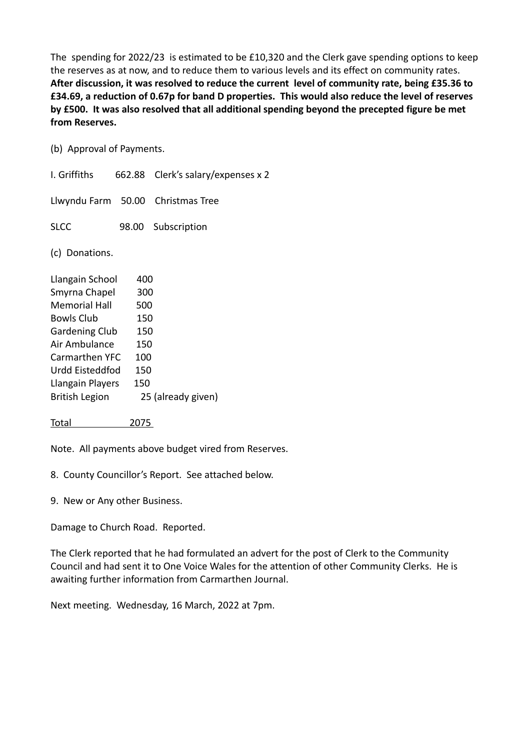The spending for 2022/23 is estimated to be £10,320 and the Clerk gave spending options to keep the reserves as at now, and to reduce them to various levels and its effect on community rates. **After discussion, it was resolved to reduce the current level of community rate, being £35.36 to £34.69, a reduction of 0.67p for band D properties. This would also reduce the level of reserves by £500. It was also resolved that all additional spending beyond the precepted figure be met from Reserves.**

(b) Approval of Payments.

| | | |
|---|---|---|
| I. Griffiths | 662.88 | Clerk's salary/expenses x 2 |
| Llwyndu Farm | 50.00 | Christmas Tree |
| SLCC | 98.00 | Subscription |

(c) Donations.

| | |
|---|---|
| Llangain School | 400 |
| Smyrna Chapel | 300 |
| Memorial Hall | 500 |
| Bowls Club | 150 |
| Gardening Club | 150 |
| Air Ambulance | 150 |
| Carmarthen YFC | 100 |
| Urdd Eisteddfod | 150 |
| Llangain Players | 150 |
| British Legion | 25 (already given) |
| Total | 2075 |

Note. All payments above budget vired from Reserves.

8. County Councillor's Report. See attached below.

9. New or Any other Business.

Damage to Church Road. Reported.

The Clerk reported that he had formulated an advert for the post of Clerk to the Community Council and had sent it to One Voice Wales for the attention of other Community Clerks. He is awaiting further information from Carmarthen Journal.

Next meeting. Wednesday, 16 March, 2022 at 7pm.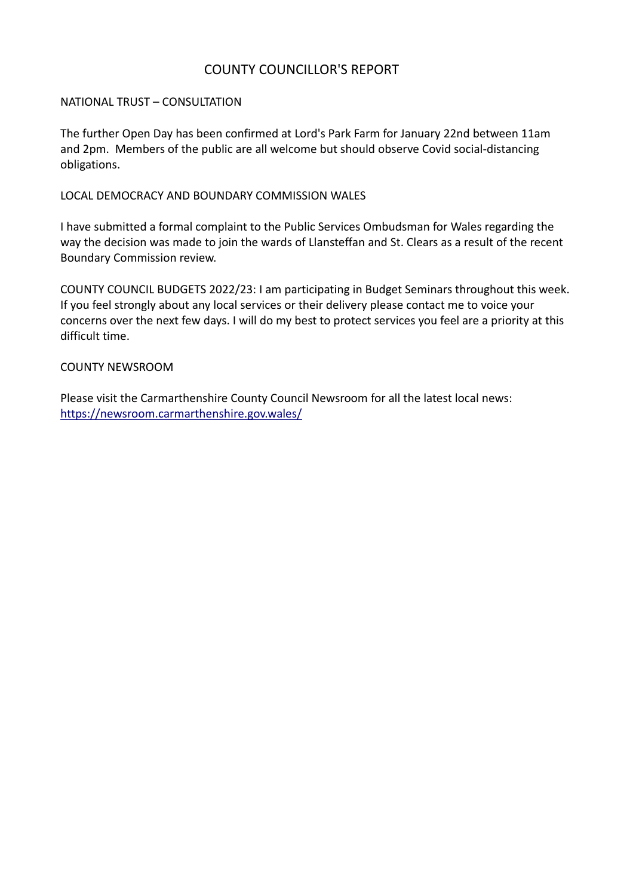# COUNTY COUNCILLOR'S REPORT

NATIONAL TRUST – CONSULTATION

The further Open Day has been confirmed at Lord's Park Farm for January 22nd between 11am and 2pm. Members of the public are all welcome but should observe Covid social-distancing obligations.

LOCAL DEMOCRACY AND BOUNDARY COMMISSION WALES

I have submitted a formal complaint to the Public Services Ombudsman for Wales regarding the way the decision was made to join the wards of Llansteffan and St. Clears as a result of the recent Boundary Commission review.

COUNTY COUNCIL BUDGETS 2022/23: I am participating in Budget Seminars throughout this week. If you feel strongly about any local services or their delivery please contact me to voice your concerns over the next few days. I will do my best to protect services you feel are a priority at this difficult time.

COUNTY NEWSROOM

Please visit the Carmarthenshire County Council Newsroom for all the latest local news: [https://newsroom.carmarthenshire.gov.wales/](https://newsroom.carmarthenshire.gov.wales/)